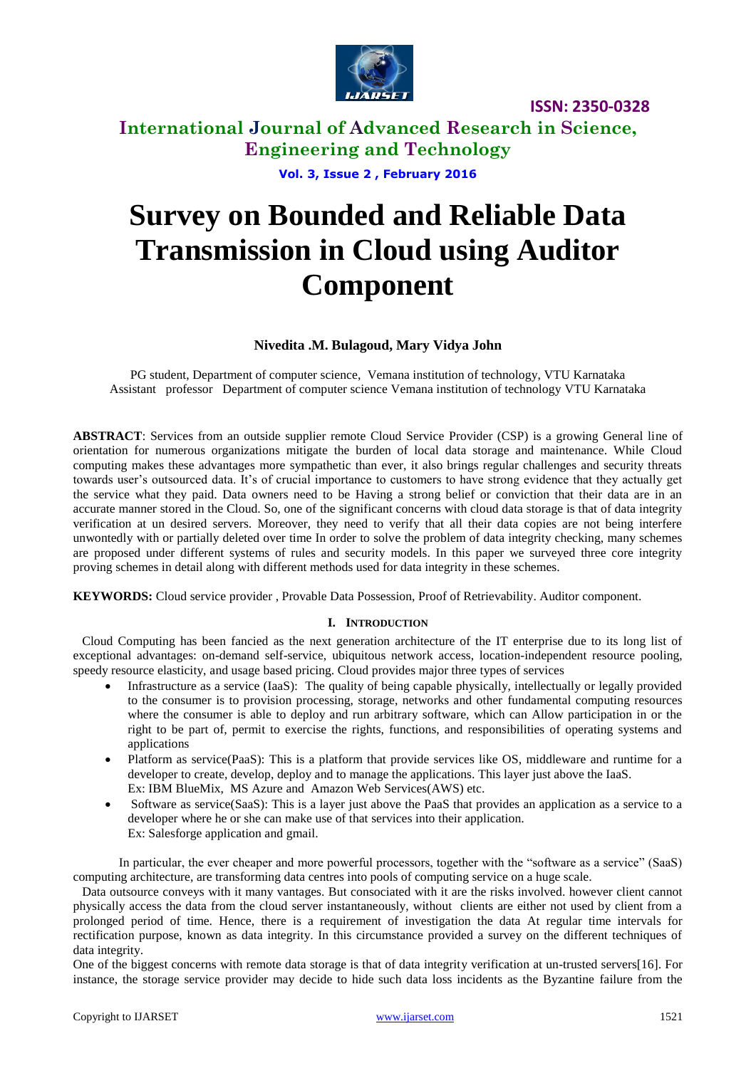# Survey on Bounded and Reliable Data Transmission in Cloud using Auditor Component

**Nivedita .M. Bulagoud, Mary Vidya John**

PG student, Department of computer science, Vemana institution of technology, VTU Karnataka
Assistant professor Department of computer science Vemana institution of technology VTU Karnataka

**ABSTRACT**: Services from an outside supplier remote Cloud Service Provider (CSP) is a growing General line of orientation for numerous organizations mitigate the burden of local data storage and maintenance. While Cloud computing makes these advantages more sympathetic than ever, it also brings regular challenges and security threats towards user's outsourced data. It's of crucial importance to customers to have strong evidence that they actually get the service what they paid. Data owners need to be Having a strong belief or conviction that their data are in an accurate manner stored in the Cloud. So, one of the significant concerns with cloud data storage is that of data integrity verification at un desired servers. Moreover, they need to verify that all their data copies are not being interfere unwontedly with or partially deleted over time In order to solve the problem of data integrity checking, many schemes are proposed under different systems of rules and security models. In this paper we surveyed three core integrity proving schemes in detail along with different methods used for data integrity in these schemes.

**KEYWORDS:** Cloud service provider , Provable Data Possession, Proof of Retrievability. Auditor component.

## I. INTRODUCTION

Cloud Computing has been fancied as the next generation architecture of the IT enterprise due to its long list of exceptional advantages: on-demand self-service, ubiquitous network access, location-independent resource pooling, speedy resource elasticity, and usage based pricing. Cloud provides major three types of services

- Infrastructure as a service (IaaS): The quality of being capable physically, intellectually or legally provided to the consumer is to provision processing, storage, networks and other fundamental computing resources where the consumer is able to deploy and run arbitrary software, which can Allow participation in or the right to be part of, permit to exercise the rights, functions, and responsibilities of operating systems and applications
- Platform as service(PaaS): This is a platform that provide services like OS, middleware and runtime for a developer to create, develop, deploy and to manage the applications. This layer just above the IaaS.
  Ex: IBM BlueMix, MS Azure and Amazon Web Services(AWS) etc.
- Software as service(SaaS): This is a layer just above the PaaS that provides an application as a service to a developer where he or she can make use of that services into their application.
  Ex: Salesforge application and gmail.

In particular, the ever cheaper and more powerful processors, together with the "software as a service" (SaaS) computing architecture, are transforming data centres into pools of computing service on a huge scale.

Data outsource conveys with it many vantages. But consociated with it are the risks involved. however client cannot physically access the data from the cloud server instantaneously, without clients are either not used by client from a prolonged period of time. Hence, there is a requirement of investigation the data At regular time intervals for rectification purpose, known as data integrity. In this circumstance provided a survey on the different techniques of data integrity.

One of the biggest concerns with remote data storage is that of data integrity verification at un-trusted servers[16]. For instance, the storage service provider may decide to hide such data loss incidents as the Byzantine failure from the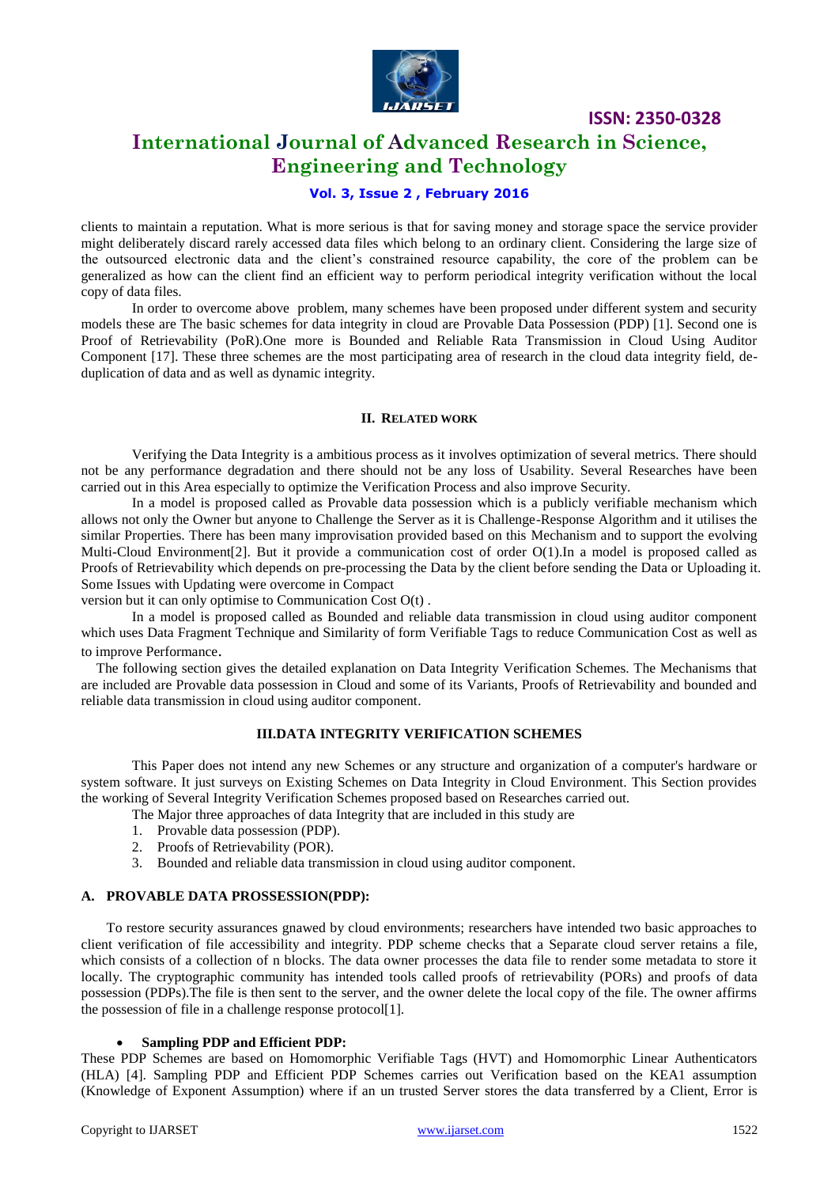clients to maintain a reputation. What is more serious is that for saving money and storage space the service provider might deliberately discard rarely accessed data files which belong to an ordinary client. Considering the large size of the outsourced electronic data and the client's constrained resource capability, the core of the problem can be generalized as how can the client find an efficient way to perform periodical integrity verification without the local copy of data files.

In order to overcome above problem, many schemes have been proposed under different system and security models these are The basic schemes for data integrity in cloud are Provable Data Possession (PDP) [1]. Second one is Proof of Retrievability (PoR).One more is Bounded and Reliable Rata Transmission in Cloud Using Auditor Component [17]. These three schemes are the most participating area of research in the cloud data integrity field, de-duplication of data and as well as dynamic integrity.

## II. RELATED WORK

Verifying the Data Integrity is a ambitious process as it involves optimization of several metrics. There should not be any performance degradation and there should not be any loss of Usability. Several Researches have been carried out in this Area especially to optimize the Verification Process and also improve Security.

In a model is proposed called as Provable data possession which is a publicly verifiable mechanism which allows not only the Owner but anyone to Challenge the Server as it is Challenge-Response Algorithm and it utilises the similar Properties. There has been many improvisation provided based on this Mechanism and to support the evolving Multi-Cloud Environment[2]. But it provide a communication cost of order O(1).In a model is proposed called as Proofs of Retrievability which depends on pre-processing the Data by the client before sending the Data or Uploading it. Some Issues with Updating were overcome in Compact version but it can only optimise to Communication Cost O(t) .

In a model is proposed called as Bounded and reliable data transmission in cloud using auditor component which uses Data Fragment Technique and Similarity of form Verifiable Tags to reduce Communication Cost as well as to improve Performance.

The following section gives the detailed explanation on Data Integrity Verification Schemes. The Mechanisms that are included are Provable data possession in Cloud and some of its Variants, Proofs of Retrievability and bounded and reliable data transmission in cloud using auditor component.

## III.DATA INTEGRITY VERIFICATION SCHEMES

This Paper does not intend any new Schemes or any structure and organization of a computer's hardware or system software. It just surveys on Existing Schemes on Data Integrity in Cloud Environment. This Section provides the working of Several Integrity Verification Schemes proposed based on Researches carried out.

The Major three approaches of data Integrity that are included in this study are

1. Provable data possession (PDP).
2. Proofs of Retrievability (POR).
3. Bounded and reliable data transmission in cloud using auditor component.

### A. PROVABLE DATA PROSSESSION(PDP):

To restore security assurances gnawed by cloud environments; researchers have intended two basic approaches to client verification of file accessibility and integrity. PDP scheme checks that a Separate cloud server retains a file, which consists of a collection of n blocks. The data owner processes the data file to render some metadata to store it locally. The cryptographic community has intended tools called proofs of retrievability (PORs) and proofs of data possession (PDPs).The file is then sent to the server, and the owner delete the local copy of the file. The owner affirms the possession of file in a challenge response protocol[1].

- **Sampling PDP and Efficient PDP:**

These PDP Schemes are based on Homomorphic Verifiable Tags (HVT) and Homomorphic Linear Authenticators (HLA) [4]. Sampling PDP and Efficient PDP Schemes carries out Verification based on the KEA1 assumption (Knowledge of Exponent Assumption) where if an un trusted Server stores the data transferred by a Client, Error is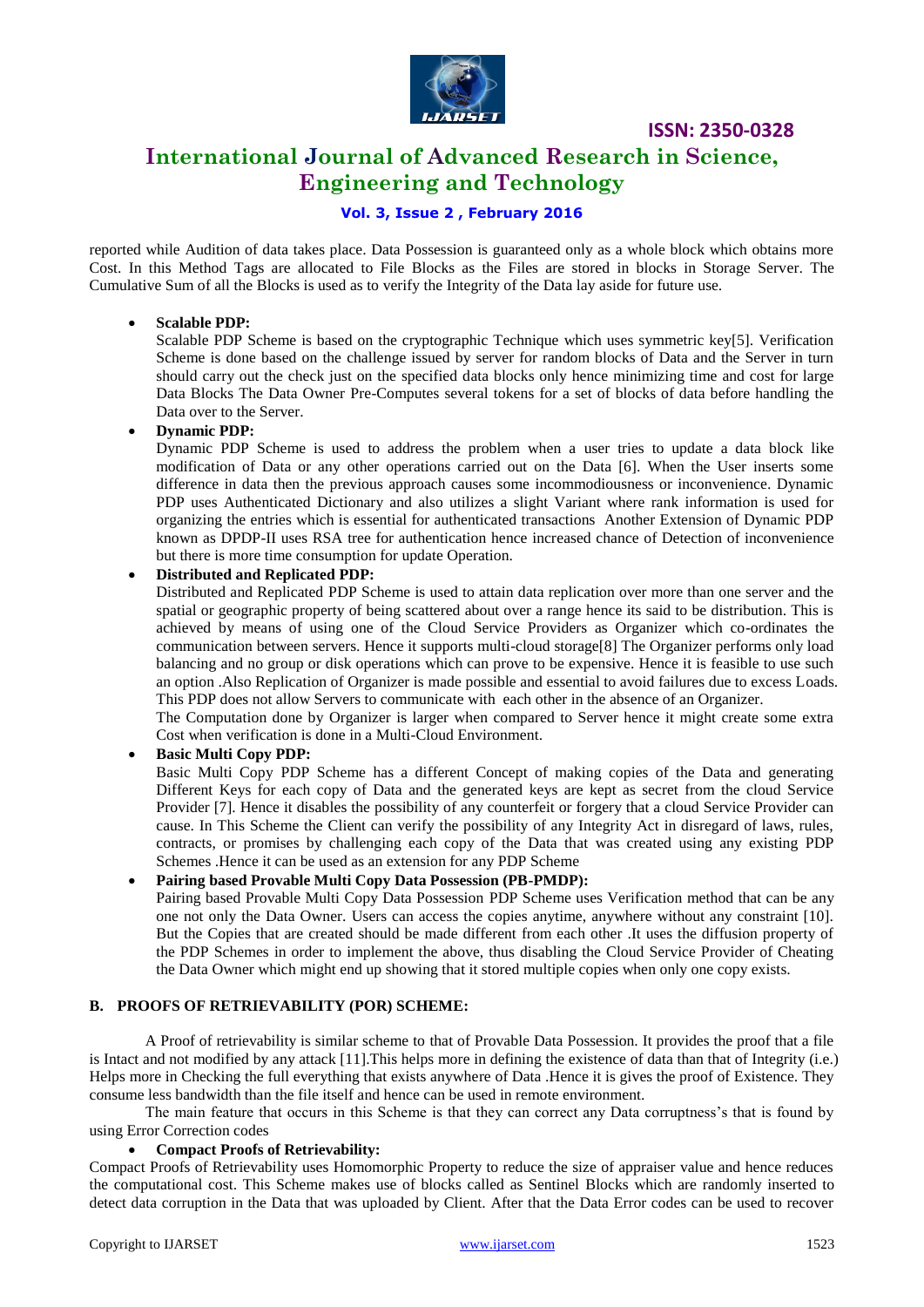reported while Audition of data takes place. Data Possession is guaranteed only as a whole block which obtains more Cost. In this Method Tags are allocated to File Blocks as the Files are stored in blocks in Storage Server. The Cumulative Sum of all the Blocks is used as to verify the Integrity of the Data lay aside for future use.

- **Scalable PDP:**
  Scalable PDP Scheme is based on the cryptographic Technique which uses symmetric key[5]. Verification Scheme is done based on the challenge issued by server for random blocks of Data and the Server in turn should carry out the check just on the specified data blocks only hence minimizing time and cost for large Data Blocks The Data Owner Pre-Computes several tokens for a set of blocks of data before handling the Data over to the Server.
- **Dynamic PDP:**
  Dynamic PDP Scheme is used to address the problem when a user tries to update a data block like modification of Data or any other operations carried out on the Data [6]. When the User inserts some difference in data then the previous approach causes some incommodiousness or inconvenience. Dynamic PDP uses Authenticated Dictionary and also utilizes a slight Variant where rank information is used for organizing the entries which is essential for authenticated transactions Another Extension of Dynamic PDP known as DPDP-II uses RSA tree for authentication hence increased chance of Detection of inconvenience but there is more time consumption for update Operation.
- **Distributed and Replicated PDP:**
  Distributed and Replicated PDP Scheme is used to attain data replication over more than one server and the spatial or geographic property of being scattered about over a range hence its said to be distribution. This is achieved by means of using one of the Cloud Service Providers as Organizer which co-ordinates the communication between servers. Hence it supports multi-cloud storage[8] The Organizer performs only load balancing and no group or disk operations which can prove to be expensive. Hence it is feasible to use such an option .Also Replication of Organizer is made possible and essential to avoid failures due to excess Loads. This PDP does not allow Servers to communicate with each other in the absence of an Organizer.
  The Computation done by Organizer is larger when compared to Server hence it might create some extra Cost when verification is done in a Multi-Cloud Environment.
- **Basic Multi Copy PDP:**
  Basic Multi Copy PDP Scheme has a different Concept of making copies of the Data and generating Different Keys for each copy of Data and the generated keys are kept as secret from the Cloud Service Provider [7]. Hence it disables the possibility of any counterfeit or forgery that a cloud Service Provider can cause. In This Scheme the Client can verify the possibility of any Integrity Act in disregard of laws, rules, contracts, or promises by challenging each copy of the Data that was created using any existing PDP Schemes .Hence it can be used as an extension for any PDP Scheme
- **Pairing based Provable Multi Copy Data Possession (PB-PMDP):**
  Pairing based Provable Multi Copy Data Possession PDP Scheme uses Verification method that can be any one not only the Data Owner. Users can access the copies anytime, anywhere without any constraint [10]. But the Copies that are created should be made different from each other .It uses the diffusion property of the PDP Schemes in order to implement the above, thus disabling the Cloud Service Provider of Cheating the Data Owner which might end up showing that it stored multiple copies when only one copy exists.

### B. PROOFS OF RETRIEVABILITY (POR) SCHEME:

A Proof of retrievability is similar scheme to that of Provable Data Possession. It provides the proof that a file is Intact and not modified by any attack [11].This helps more in defining the existence of data than that of Integrity (i.e.) Helps more in Checking the full everything that exists anywhere of Data .Hence it is gives the proof of Existence. They consume less bandwidth than the file itself and hence can be used in remote environment.

The main feature that occurs in this Scheme is that they can correct any Data corruptness's that is found by using Error Correction codes

- **Compact Proofs of Retrievability:**

Compact Proofs of Retrievability uses Homomorphic Property to reduce the size of appraiser value and hence reduces the computational cost. This Scheme makes use of blocks called as Sentinel Blocks which are randomly inserted to detect data corruption in the Data that was uploaded by Client. After that the Data Error codes can be used to recover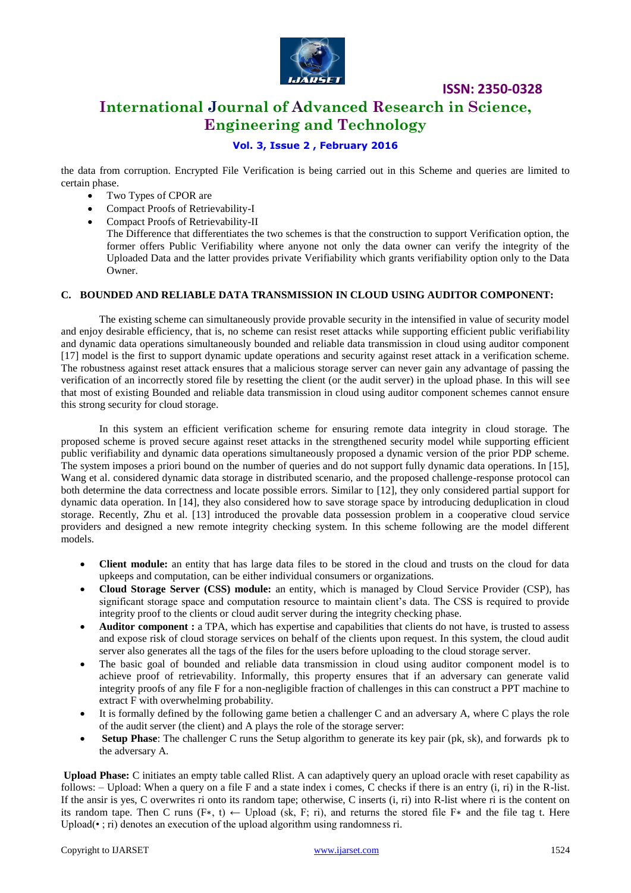the data from corruption. Encrypted File Verification is being carried out in this Scheme and queries are limited to certain phase.

- Two Types of CPOR are
- Compact Proofs of Retrievability-I
- Compact Proofs of Retrievability-II

  The Difference that differentiates the two schemes is that the construction to support Verification option, the former offers Public Verifiability where anyone not only the data owner can verify the integrity of the Uploaded Data and the latter provides private Verifiability which grants verifiability option only to the Data Owner.

### C. BOUNDED AND RELIABLE DATA TRANSMISSION IN CLOUD USING AUDITOR COMPONENT:

The existing scheme can simultaneously provide provable security in the intensified in value of security model and enjoy desirable efficiency, that is, no scheme can resist reset attacks while supporting efficient public verifiability and dynamic data operations simultaneously bounded and reliable data transmission in cloud using auditor component [17] model is the first to support dynamic update operations and security against reset attack in a verification scheme. The robustness against reset attack ensures that a malicious storage server can never gain any advantage of passing the verification of an incorrectly stored file by resetting the client (or the audit server) in the upload phase. In this will see that most of existing Bounded and reliable data transmission in cloud using auditor component schemes cannot ensure this strong security for cloud storage.

In this system an efficient verification scheme for ensuring remote data integrity in cloud storage. The proposed scheme is proved secure against reset attacks in the strengthened security model while supporting efficient public verifiability and dynamic data operations simultaneously proposed a dynamic version of the prior PDP scheme. The system imposes a priori bound on the number of queries and do not support fully dynamic data operations. In [15], Wang et al. considered dynamic data storage in distributed scenario, and the proposed challenge-response protocol can both determine the data correctness and locate possible errors. Similar to [12], they only considered partial support for dynamic data operation. In [14], they also considered how to save storage space by introducing deduplication in cloud storage. Recently, Zhu et al. [13] introduced the provable data possession problem in a cooperative cloud service providers and designed a new remote integrity checking system. In this scheme following are the model different models.

- **Client module:** an entity that has large data files to be stored in the cloud and trusts on the cloud for data upkeeps and computation, can be either individual consumers or organizations.
- **Cloud Storage Server (CSS) module:** an entity, which is managed by Cloud Service Provider (CSP), has significant storage space and computation resource to maintain client's data. The CSS is required to provide integrity proof to the clients or cloud audit server during the integrity checking phase.
- **Auditor component :** a TPA, which has expertise and capabilities that clients do not have, is trusted to assess and expose risk of cloud storage services on behalf of the clients upon request. In this system, the cloud audit server also generates all the tags of the files for the users before uploading to the cloud storage server.
- The basic goal of bounded and reliable data transmission in cloud using auditor component model is to achieve proof of retrievability. Informally, this property ensures that if an adversary can generate valid integrity proofs of any file F for a non-negligible fraction of challenges in this can construct a PPT machine to extract F with overwhelming probability.
- It is formally defined by the following game betien a challenger C and an adversary A, where C plays the role of the audit server (the client) and A plays the role of the storage server:
- **Setup Phase**: The challenger C runs the Setup algorithm to generate its key pair (pk, sk), and forwards pk to the adversary A.

**Upload Phase:** C initiates an empty table called Rlist. A can adaptively query an upload oracle with reset capability as follows: – Upload: When a query on a file F and a state index i comes, C checks if there is an entry $(i, r_i)$ in the R-list. If the ansir is yes, C overwrites $r_i$ onto its random tape; otherwise, C inserts $(i, r_i)$ into R-list where $r_i$ is the content on its random tape. Then C runs $(F*, t) \leftarrow \text{Upload}(sk, F; r_i)$, and returns the stored file $F*$ and the file tag t. Here $\text{Upload}(\bullet\ ; r_i)$ denotes an execution of the upload algorithm using randomness $r_i$.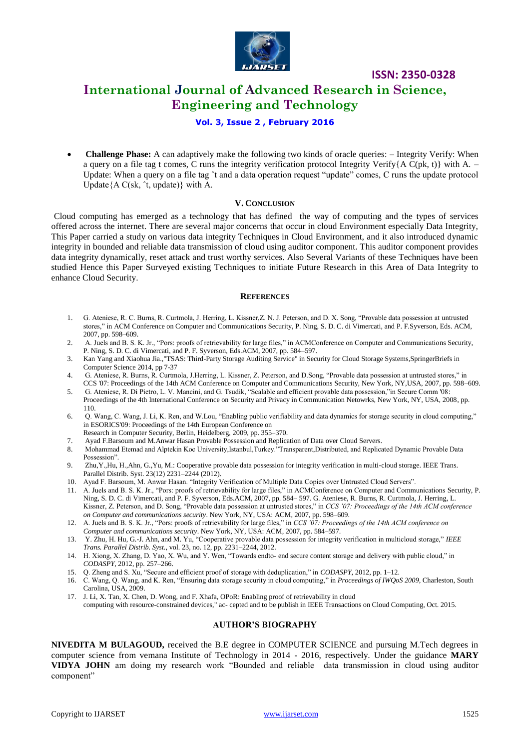- **Challenge Phase:** A can adaptively make the following two kinds of oracle queries: – Integrity Verify: When a query on a file tag t comes, C runs the integrity verification protocol Integrity Verify{A C(pk, t)} with A. – Update: When a query on a file tag ˆt and a data operation request "update" comes, C runs the update protocol Update{A C(sk, ˆt, update)} with A.

## V. CONCLUSION

Cloud computing has emerged as a technology that has defined the way of computing and the types of services offered across the internet. There are several major concerns that occur in cloud Environment especially Data Integrity, This Paper carried a study on various data integrity Techniques in Cloud Environment, and it also introduced dynamic integrity in bounded and reliable data transmission of cloud using auditor component. This auditor component provides data integrity dynamically, reset attack and trust worthy services. Also Several Variants of these Techniques have been studied Hence this Paper Surveyed existing Techniques to initiate Future Research in this Area of Data Integrity to enhance Cloud Security.

## REFERENCES

1. G. Ateniese, R. C. Burns, R. Curtmola, J. Herring, L. Kissner,Z. N. J. Peterson, and D. X. Song, "Provable data possession at untrusted stores," in ACM Conference on Computer and Communications Security, P. Ning, S. D. C. di Vimercati, and P. F.Syverson, Eds. ACM, 2007, pp. 598–609.
2. A. Juels and B. S. K. Jr., "Pors: proofs of retrievability for large files," in ACMConference on Computer and Communications Security, P. Ning, S. D. C. di Vimercati, and P. F. Syverson, Eds.ACM, 2007, pp. 584–597.
3. Kan Yang and Xiaohua Jia.,"TSAS: Third-Party Storage Auditing Service" in Security for Cloud Storage Systems,SpringerBriefs in Computer Science 2014, pp 7-37
4. G. Ateniese, R. Burns, R. Curtmola, J.Herring, L. Kissner, Z. Peterson, and D.Song, "Provable data possession at untrusted stores," in CCS '07: Proceedings of the 14th ACM Conference on Computer and Communications Security, New York, NY,USA, 2007, pp. 598–609.
5. G. Ateniese, R. Di Pietro, L. V. Mancini, and G. Tsudik, "Scalable and efficient provable data possession,"in Secure Comm '08: Proceedings of the 4th International Conference on Security and Privacy in Communication Netowrks, New York, NY, USA, 2008, pp. 110.
6. Q. Wang, C. Wang, J. Li, K. Ren, and W.Lou, "Enabling public verifiability and data dynamics for storage security in cloud computing," in ESORICS'09: Proceedings of the 14th European Conference on Research in Computer Security, Berlin, Heidelberg, 2009, pp. 355–370.
7. Ayad F.Barsoum and M.Anwar Hasan Provable Possession and Replication of Data over Cloud Servers.
8. Mohammad Etemad and Alptekin Koc University,Istanbul,Turkey."Transparent,Distributed, and Replicated Dynamic Provable Data Possession".
9. Zhu,Y.,Hu, H.,Ahn, G.,Yu, M.: Cooperative provable data possession for integrity verification in multi-cloud storage. IEEE Trans. Parallel Distrib. Syst. 23(12) 2231–2244 (2012).
10. Ayad F. Barsoum, M. Anwar Hasan. "Integrity Verification of Multiple Data Copies over Untrusted Cloud Servers".
11. A. Juels and B. S. K. Jr., "Pors: proofs of retrievability for large files," in ACMConference on Computer and Communications Security, P. Ning, S. D. C. di Vimercati, and P. F. Syverson, Eds.ACM, 2007, pp. 584– 597. G. Ateniese, R. Burns, R. Curtmola, J. Herring, L. Kissner, Z. Peterson, and D. Song, "Provable data possession at untrusted stores," in *CCS '07: Proceedings of the 14th ACM conference on Computer and communications security*. New York, NY, USA: ACM, 2007, pp. 598–609.
12. A. Juels and B. S. K. Jr., "Pors: proofs of retrievability for large files," in *CCS '07: Proceedings of the 14th ACM conference on Computer and communications security*. New York, NY, USA: ACM, 2007, pp. 584–597.
13. Y. Zhu, H. Hu, G.-J. Ahn, and M. Yu, "Cooperative provable data possession for integrity verification in multicloud storage," *IEEE Trans. Parallel Distrib. Syst.*, vol. 23, no. 12, pp. 2231–2244, 2012.
14. H. Xiong, X. Zhang, D. Yao, X. Wu, and Y. Wen, "Towards endto- end secure content storage and delivery with public cloud," in *CODASPY*, 2012, pp. 257–266.
15. Q. Zheng and S. Xu, "Secure and efficient proof of storage with deduplication," in *CODASPY*, 2012, pp. 1–12.
16. C. Wang, Q. Wang, and K. Ren, "Ensuring data storage security in cloud computing," in *Proceedings of IWQoS 2009*, Charleston, South Carolina, USA, 2009.
17. J. Li, X. Tan, X. Chen, D. Wong, and F. Xhafa, OPoR: Enabling proof of retrievability in cloud computing with resource-constrained devices," ac- cepted and to be publish in IEEE Transactions on Cloud Computing, Oct. 2015.

## AUTHOR'S BIOGRAPHY

**NIVEDITA M BULAGOUD,** received the B.E degree in COMPUTER SCIENCE and pursuing M.Tech degrees in computer science from vemana Institute of Technology in 2014 - 2016, respectively. Under the guidance **MARY VIDYA JOHN** am doing my research work "Bounded and reliable data transmission in cloud using auditor component"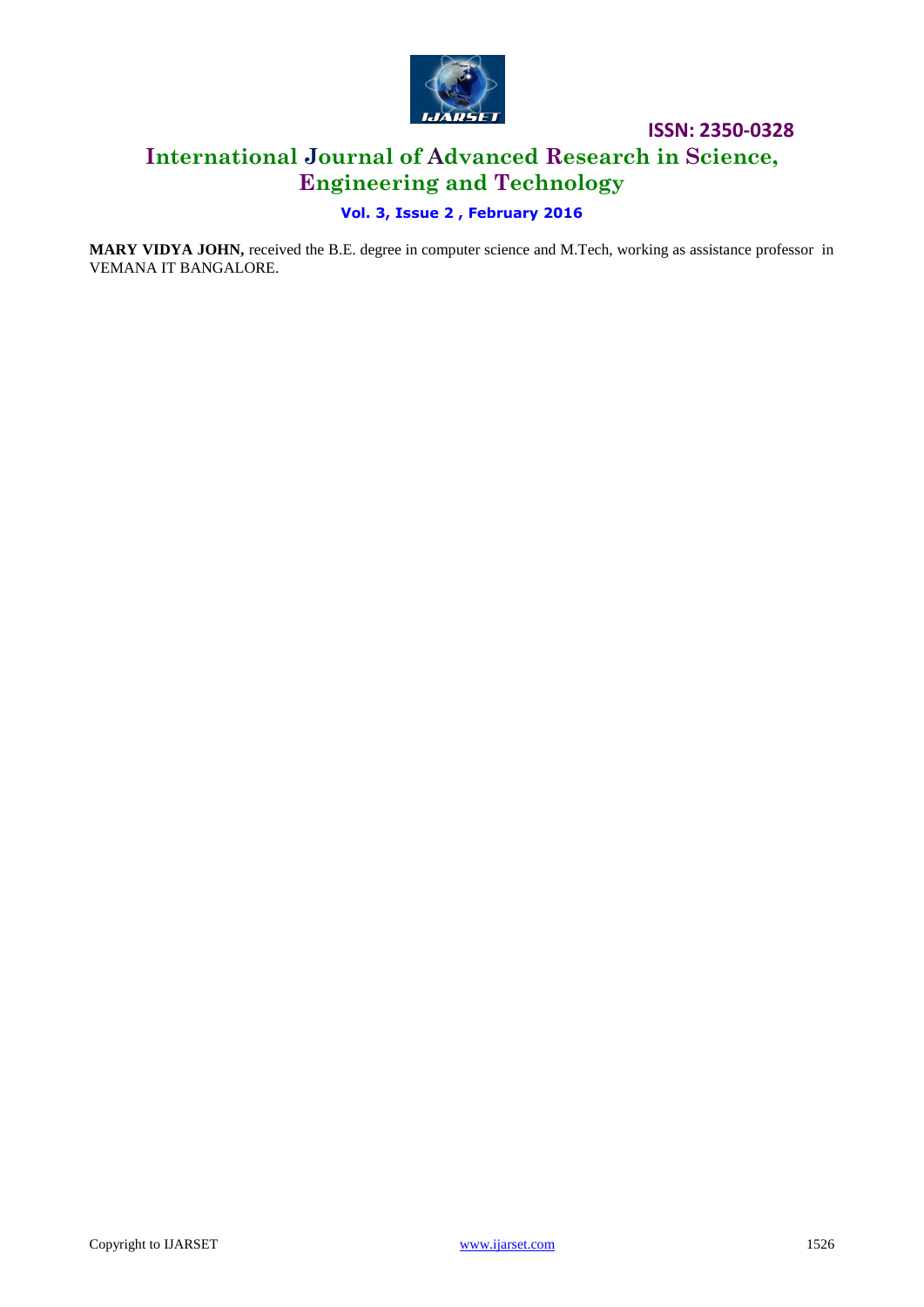**MARY VIDYA JOHN,** received the B.E. degree in computer science and M.Tech, working as assistance professor in VEMANA IT BANGALORE.